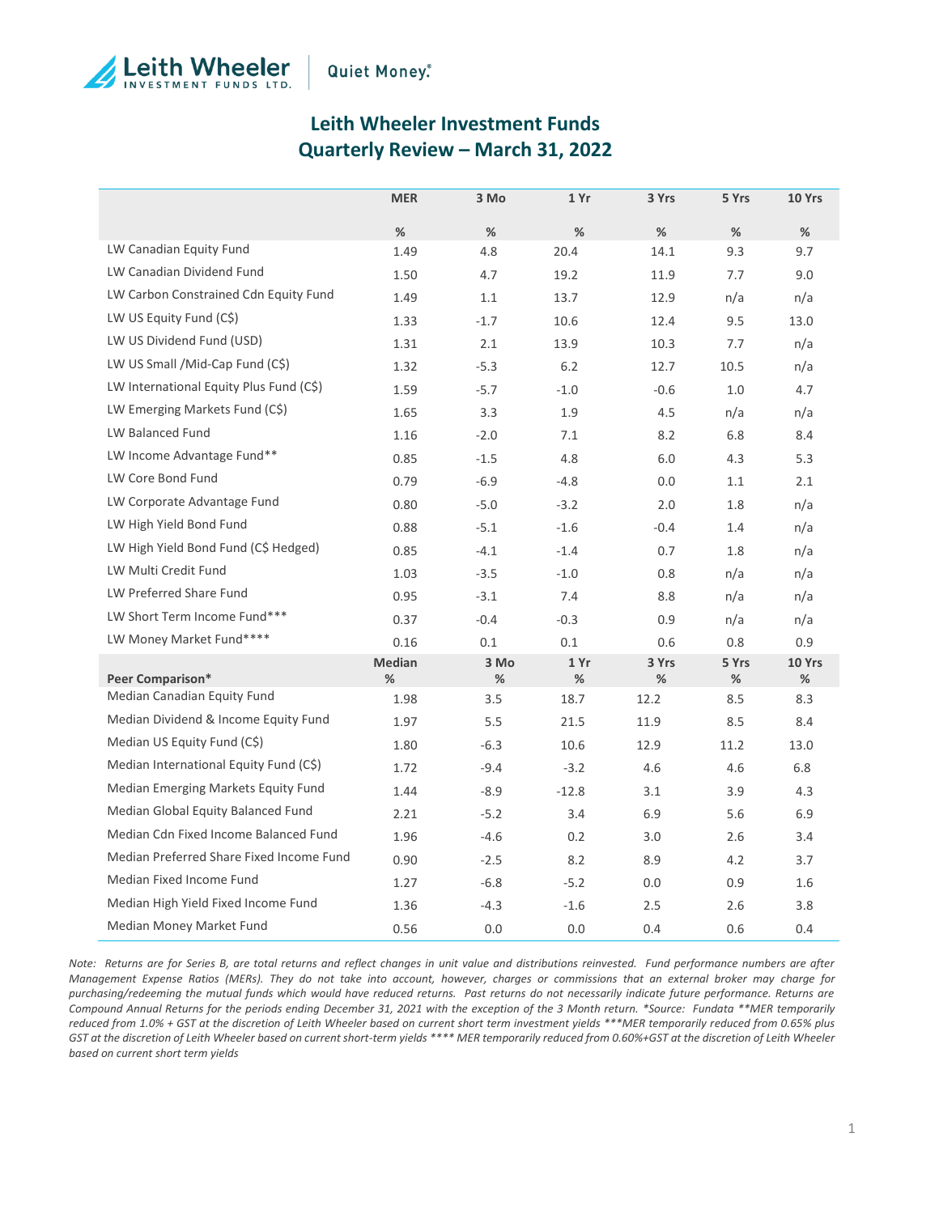Leith Wheeler INVESTMENT FUNDS LTD. | Quiet Money.®

# Leith Wheeler Investment Funds
# Quarterly Review – March 31, 2022

| | MER<br>% | 3 Mo<br>% | 1 Yr<br>% | 3 Yrs<br>% | 5 Yrs<br>% | 10 Yrs<br>% |
|---|---|---|---|---|---|---|
| LW Canadian Equity Fund | 1.49 | 4.8 | 20.4 | 14.1 | 9.3 | 9.7 |
| LW Canadian Dividend Fund | 1.50 | 4.7 | 19.2 | 11.9 | 7.7 | 9.0 |
| LW Carbon Constrained Cdn Equity Fund | 1.49 | 1.1 | 13.7 | 12.9 | n/a | n/a |
| LW US Equity Fund (C$) | 1.33 | -1.7 | 10.6 | 12.4 | 9.5 | 13.0 |
| LW US Dividend Fund (USD) | 1.31 | 2.1 | 13.9 | 10.3 | 7.7 | n/a |
| LW US Small /Mid-Cap Fund (C$) | 1.32 | -5.3 | 6.2 | 12.7 | 10.5 | n/a |
| LW International Equity Plus Fund (C$) | 1.59 | -5.7 | -1.0 | -0.6 | 1.0 | 4.7 |
| LW Emerging Markets Fund (C$) | 1.65 | 3.3 | 1.9 | 4.5 | n/a | n/a |
| LW Balanced Fund | 1.16 | -2.0 | 7.1 | 8.2 | 6.8 | 8.4 |
| LW Income Advantage Fund** | 0.85 | -1.5 | 4.8 | 6.0 | 4.3 | 5.3 |
| LW Core Bond Fund | 0.79 | -6.9 | -4.8 | 0.0 | 1.1 | 2.1 |
| LW Corporate Advantage Fund | 0.80 | -5.0 | -3.2 | 2.0 | 1.8 | n/a |
| LW High Yield Bond Fund | 0.88 | -5.1 | -1.6 | -0.4 | 1.4 | n/a |
| LW High Yield Bond Fund (C$ Hedged) | 0.85 | -4.1 | -1.4 | 0.7 | 1.8 | n/a |
| LW Multi Credit Fund | 1.03 | -3.5 | -1.0 | 0.8 | n/a | n/a |
| LW Preferred Share Fund | 0.95 | -3.1 | 7.4 | 8.8 | n/a | n/a |
| LW Short Term Income Fund*** | 0.37 | -0.4 | -0.3 | 0.9 | n/a | n/a |
| LW Money Market Fund**** | 0.16 | 0.1 | 0.1 | 0.6 | 0.8 | 0.9 |
| **Peer Comparison*** | **Median<br>%** | **3 Mo<br>%** | **1 Yr<br>%** | **3 Yrs<br>%** | **5 Yrs<br>%** | **10 Yrs<br>%** |
| Median Canadian Equity Fund | 1.98 | 3.5 | 18.7 | 12.2 | 8.5 | 8.3 |
| Median Dividend & Income Equity Fund | 1.97 | 5.5 | 21.5 | 11.9 | 8.5 | 8.4 |
| Median US Equity Fund (C$) | 1.80 | -6.3 | 10.6 | 12.9 | 11.2 | 13.0 |
| Median International Equity Fund (C$) | 1.72 | -9.4 | -3.2 | 4.6 | 4.6 | 6.8 |
| Median Emerging Markets Equity Fund | 1.44 | -8.9 | -12.8 | 3.1 | 3.9 | 4.3 |
| Median Global Equity Balanced Fund | 2.21 | -5.2 | 3.4 | 6.9 | 5.6 | 6.9 |
| Median Cdn Fixed Income Balanced Fund | 1.96 | -4.6 | 0.2 | 3.0 | 2.6 | 3.4 |
| Median Preferred Share Fixed Income Fund | 0.90 | -2.5 | 8.2 | 8.9 | 4.2 | 3.7 |
| Median Fixed Income Fund | 1.27 | -6.8 | -5.2 | 0.0 | 0.9 | 1.6 |
| Median High Yield Fixed Income Fund | 1.36 | -4.3 | -1.6 | 2.5 | 2.6 | 3.8 |
| Median Money Market Fund | 0.56 | 0.0 | 0.0 | 0.4 | 0.6 | 0.4 |

*Note: Returns are for Series B, are total returns and reflect changes in unit value and distributions reinvested. Fund performance numbers are after Management Expense Ratios (MERs). They do not take into account, however, charges or commissions that an external broker may charge for purchasing/redeeming the mutual funds which would have reduced returns. Past returns do not necessarily indicate future performance. Returns are Compound Annual Returns for the periods ending December 31, 2021 with the exception of the 3 Month return. *Source: Fundata **MER temporarily reduced from 1.0% + GST at the discretion of Leith Wheeler based on current short term investment yields ***MER temporarily reduced from 0.65% plus GST at the discretion of Leith Wheeler based on current short-term yields **** MER temporarily reduced from 0.60%+GST at the discretion of Leith Wheeler based on current short term yields*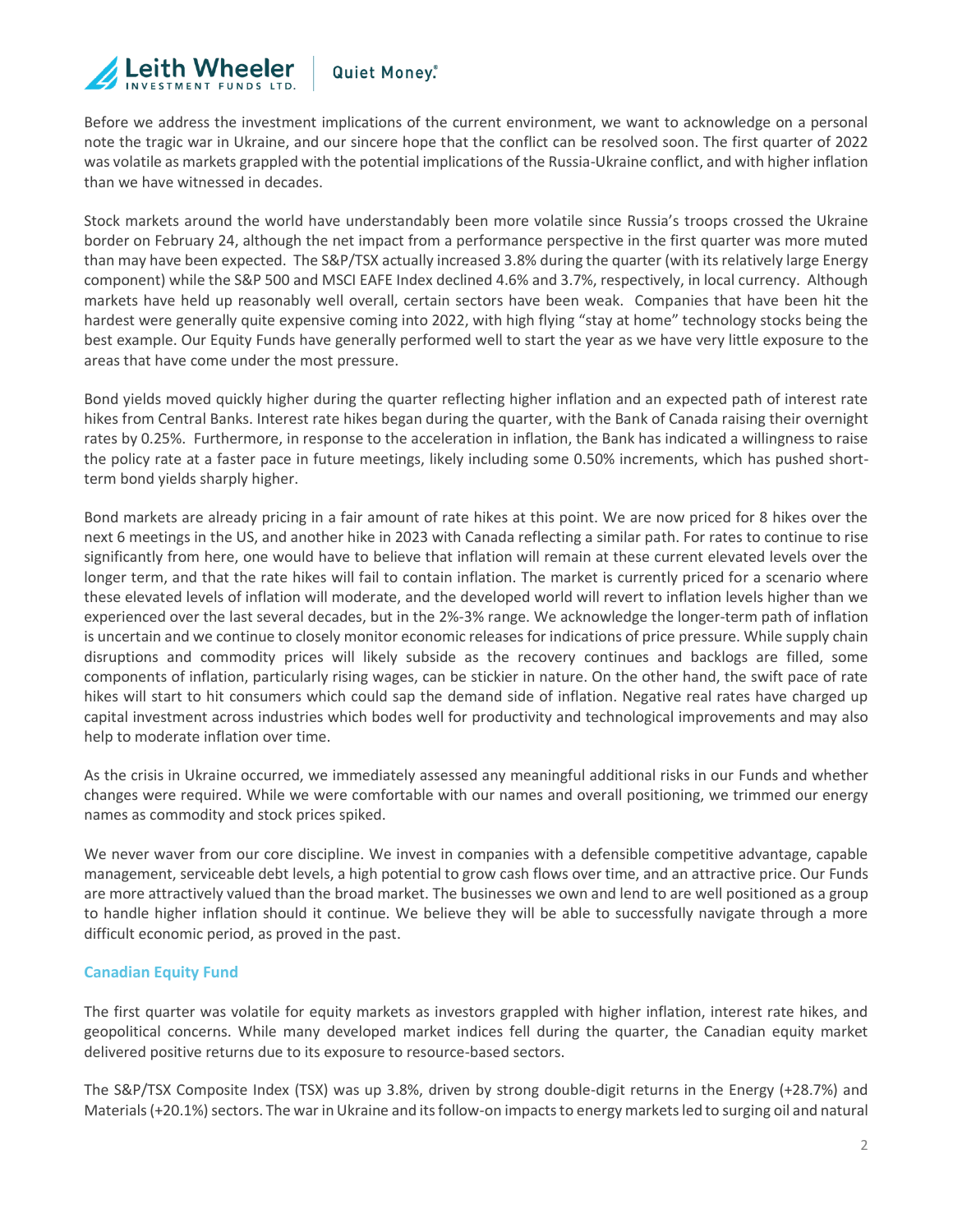Before we address the investment implications of the current environment, we want to acknowledge on a personal note the tragic war in Ukraine, and our sincere hope that the conflict can be resolved soon. The first quarter of 2022 was volatile as markets grappled with the potential implications of the Russia-Ukraine conflict, and with higher inflation than we have witnessed in decades.

Stock markets around the world have understandably been more volatile since Russia's troops crossed the Ukraine border on February 24, although the net impact from a performance perspective in the first quarter was more muted than may have been expected. The S&P/TSX actually increased 3.8% during the quarter (with its relatively large Energy component) while the S&P 500 and MSCI EAFE Index declined 4.6% and 3.7%, respectively, in local currency. Although markets have held up reasonably well overall, certain sectors have been weak. Companies that have been hit the hardest were generally quite expensive coming into 2022, with high flying "stay at home" technology stocks being the best example. Our Equity Funds have generally performed well to start the year as we have very little exposure to the areas that have come under the most pressure.

Bond yields moved quickly higher during the quarter reflecting higher inflation and an expected path of interest rate hikes from Central Banks. Interest rate hikes began during the quarter, with the Bank of Canada raising their overnight rates by 0.25%. Furthermore, in response to the acceleration in inflation, the Bank has indicated a willingness to raise the policy rate at a faster pace in future meetings, likely including some 0.50% increments, which has pushed short-term bond yields sharply higher.

Bond markets are already pricing in a fair amount of rate hikes at this point. We are now priced for 8 hikes over the next 6 meetings in the US, and another hike in 2023 with Canada reflecting a similar path. For rates to continue to rise significantly from here, one would have to believe that inflation will remain at these current elevated levels over the longer term, and that the rate hikes will fail to contain inflation. The market is currently priced for a scenario where these elevated levels of inflation will moderate, and the developed world will revert to inflation levels higher than we experienced over the last several decades, but in the 2%-3% range. We acknowledge the longer-term path of inflation is uncertain and we continue to closely monitor economic releases for indications of price pressure. While supply chain disruptions and commodity prices will likely subside as the recovery continues and backlogs are filled, some components of inflation, particularly rising wages, can be stickier in nature. On the other hand, the swift pace of rate hikes will start to hit consumers which could sap the demand side of inflation. Negative real rates have charged up capital investment across industries which bodes well for productivity and technological improvements and may also help to moderate inflation over time.

As the crisis in Ukraine occurred, we immediately assessed any meaningful additional risks in our Funds and whether changes were required. While we were comfortable with our names and overall positioning, we trimmed our energy names as commodity and stock prices spiked.

We never waver from our core discipline. We invest in companies with a defensible competitive advantage, capable management, serviceable debt levels, a high potential to grow cash flows over time, and an attractive price. Our Funds are more attractively valued than the broad market. The businesses we own and lend to are well positioned as a group to handle higher inflation should it continue. We believe they will be able to successfully navigate through a more difficult economic period, as proved in the past.

## Canadian Equity Fund

The first quarter was volatile for equity markets as investors grappled with higher inflation, interest rate hikes, and geopolitical concerns. While many developed market indices fell during the quarter, the Canadian equity market delivered positive returns due to its exposure to resource-based sectors.

The S&P/TSX Composite Index (TSX) was up 3.8%, driven by strong double-digit returns in the Energy (+28.7%) and Materials (+20.1%) sectors. The war in Ukraine and its follow-on impacts to energy markets led to surging oil and natural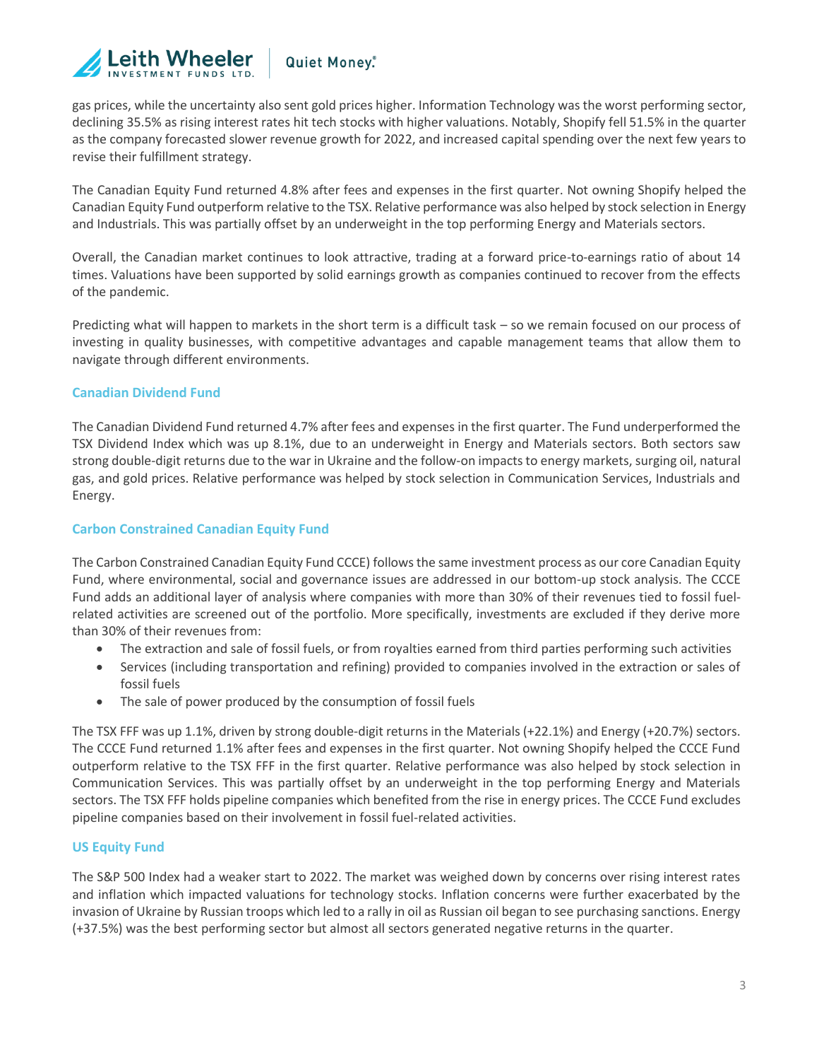gas prices, while the uncertainty also sent gold prices higher. Information Technology was the worst performing sector, declining 35.5% as rising interest rates hit tech stocks with higher valuations. Notably, Shopify fell 51.5% in the quarter as the company forecasted slower revenue growth for 2022, and increased capital spending over the next few years to revise their fulfillment strategy.

The Canadian Equity Fund returned 4.8% after fees and expenses in the first quarter. Not owning Shopify helped the Canadian Equity Fund outperform relative to the TSX. Relative performance was also helped by stock selection in Energy and Industrials. This was partially offset by an underweight in the top performing Energy and Materials sectors.

Overall, the Canadian market continues to look attractive, trading at a forward price-to-earnings ratio of about 14 times. Valuations have been supported by solid earnings growth as companies continued to recover from the effects of the pandemic.

Predicting what will happen to markets in the short term is a difficult task – so we remain focused on our process of investing in quality businesses, with competitive advantages and capable management teams that allow them to navigate through different environments.

### Canadian Dividend Fund

The Canadian Dividend Fund returned 4.7% after fees and expenses in the first quarter. The Fund underperformed the TSX Dividend Index which was up 8.1%, due to an underweight in Energy and Materials sectors. Both sectors saw strong double-digit returns due to the war in Ukraine and the follow-on impacts to energy markets, surging oil, natural gas, and gold prices. Relative performance was helped by stock selection in Communication Services, Industrials and Energy.

### Carbon Constrained Canadian Equity Fund

The Carbon Constrained Canadian Equity Fund CCCE) follows the same investment process as our core Canadian Equity Fund, where environmental, social and governance issues are addressed in our bottom-up stock analysis. The CCCE Fund adds an additional layer of analysis where companies with more than 30% of their revenues tied to fossil fuel-related activities are screened out of the portfolio. More specifically, investments are excluded if they derive more than 30% of their revenues from:

- The extraction and sale of fossil fuels, or from royalties earned from third parties performing such activities
- Services (including transportation and refining) provided to companies involved in the extraction or sales of fossil fuels
- The sale of power produced by the consumption of fossil fuels

The TSX FFF was up 1.1%, driven by strong double-digit returns in the Materials (+22.1%) and Energy (+20.7%) sectors. The CCCE Fund returned 1.1% after fees and expenses in the first quarter. Not owning Shopify helped the CCCE Fund outperform relative to the TSX FFF in the first quarter. Relative performance was also helped by stock selection in Communication Services. This was partially offset by an underweight in the top performing Energy and Materials sectors. The TSX FFF holds pipeline companies which benefited from the rise in energy prices. The CCCE Fund excludes pipeline companies based on their involvement in fossil fuel-related activities.

### US Equity Fund

The S&P 500 Index had a weaker start to 2022. The market was weighed down by concerns over rising interest rates and inflation which impacted valuations for technology stocks. Inflation concerns were further exacerbated by the invasion of Ukraine by Russian troops which led to a rally in oil as Russian oil began to see purchasing sanctions. Energy (+37.5%) was the best performing sector but almost all sectors generated negative returns in the quarter.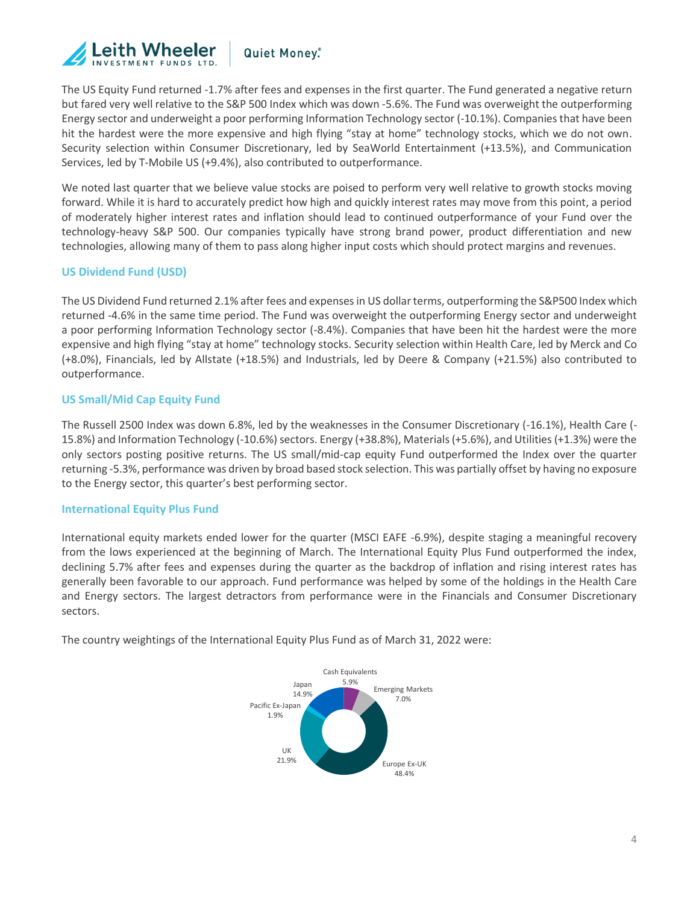The US Equity Fund returned -1.7% after fees and expenses in the first quarter. The Fund generated a negative return but fared very well relative to the S&P 500 Index which was down -5.6%. The Fund was overweight the outperforming Energy sector and underweight a poor performing Information Technology sector (-10.1%). Companies that have been hit the hardest were the more expensive and high flying "stay at home" technology stocks, which we do not own. Security selection within Consumer Discretionary, led by SeaWorld Entertainment (+13.5%), and Communication Services, led by T-Mobile US (+9.4%), also contributed to outperformance.

We noted last quarter that we believe value stocks are poised to perform very well relative to growth stocks moving forward. While it is hard to accurately predict how high and quickly interest rates may move from this point, a period of moderately higher interest rates and inflation should lead to continued outperformance of your Fund over the technology-heavy S&P 500. Our companies typically have strong brand power, product differentiation and new technologies, allowing many of them to pass along higher input costs which should protect margins and revenues.

### US Dividend Fund (USD)

The US Dividend Fund returned 2.1% after fees and expenses in US dollar terms, outperforming the S&P500 Index which returned -4.6% in the same time period. The Fund was overweight the outperforming Energy sector and underweight a poor performing Information Technology sector (-8.4%). Companies that have been hit the hardest were the more expensive and high flying "stay at home" technology stocks. Security selection within Health Care, led by Merck and Co (+8.0%), Financials, led by Allstate (+18.5%) and Industrials, led by Deere & Company (+21.5%) also contributed to outperformance.

### US Small/Mid Cap Equity Fund

The Russell 2500 Index was down 6.8%, led by the weaknesses in the Consumer Discretionary (-16.1%), Health Care (-15.8%) and Information Technology (-10.6%) sectors. Energy (+38.8%), Materials (+5.6%), and Utilities (+1.3%) were the only sectors posting positive returns. The US small/mid-cap equity Fund outperformed the Index over the quarter returning -5.3%, performance was driven by broad based stock selection. This was partially offset by having no exposure to the Energy sector, this quarter's best performing sector.

### International Equity Plus Fund

International equity markets ended lower for the quarter (MSCI EAFE -6.9%), despite staging a meaningful recovery from the lows experienced at the beginning of March. The International Equity Plus Fund outperformed the index, declining 5.7% after fees and expenses during the quarter as the backdrop of inflation and rising interest rates has generally been favorable to our approach. Fund performance was helped by some of the holdings in the Health Care and Energy sectors. The largest detractors from performance were in the Financials and Consumer Discretionary sectors.

The country weightings of the International Equity Plus Fund as of March 31, 2022 were:

| Region | Weight |
|---|---|
| Cash Equivalents | 5.9% |
| Emerging Markets | 7.0% |
| Europe Ex-UK | 48.4% |
| UK | 21.9% |
| Pacific Ex-Japan | 1.9% |
| Japan | 14.9% |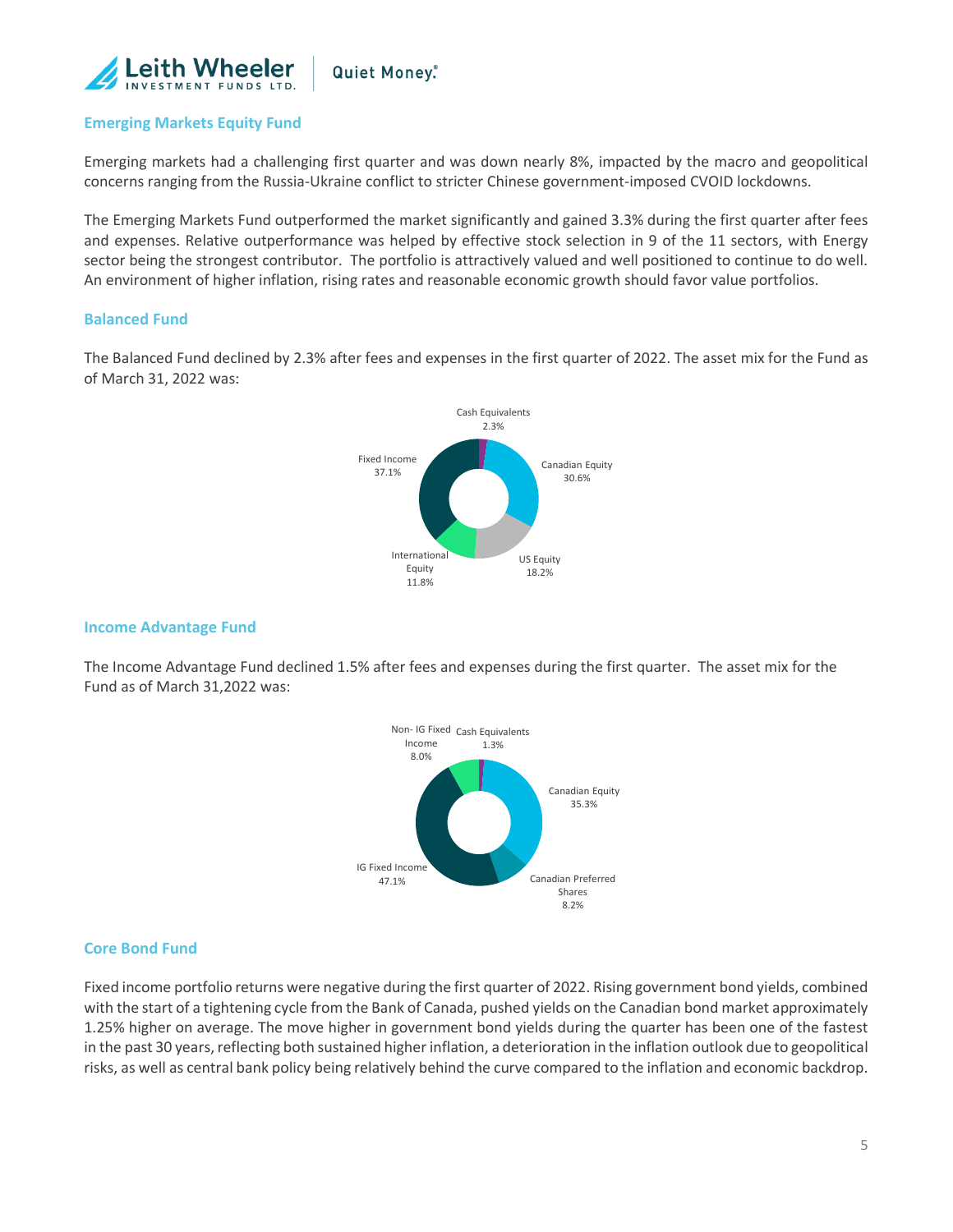## Emerging Markets Equity Fund

Emerging markets had a challenging first quarter and was down nearly 8%, impacted by the macro and geopolitical concerns ranging from the Russia-Ukraine conflict to stricter Chinese government-imposed CVOID lockdowns.

The Emerging Markets Fund outperformed the market significantly and gained 3.3% during the first quarter after fees and expenses. Relative outperformance was helped by effective stock selection in 9 of the 11 sectors, with Energy sector being the strongest contributor. The portfolio is attractively valued and well positioned to continue to do well. An environment of higher inflation, rising rates and reasonable economic growth should favor value portfolios.

## Balanced Fund

The Balanced Fund declined by 2.3% after fees and expenses in the first quarter of 2022. The asset mix for the Fund as of March 31, 2022 was:

| Asset Class | Allocation |
|---|---|
| Cash Equivalents | 2.3% |
| Canadian Equity | 30.6% |
| US Equity | 18.2% |
| International Equity | 11.8% |
| Fixed Income | 37.1% |

## Income Advantage Fund

The Income Advantage Fund declined 1.5% after fees and expenses during the first quarter. The asset mix for the Fund as of March 31,2022 was:

| Asset Class | Allocation |
|---|---|
| Cash Equivalents | 1.3% |
| Canadian Equity | 35.3% |
| Canadian Preferred Shares | 8.2% |
| IG Fixed Income | 47.1% |
| Non- IG Fixed Income | 8.0% |

## Core Bond Fund

Fixed income portfolio returns were negative during the first quarter of 2022. Rising government bond yields, combined with the start of a tightening cycle from the Bank of Canada, pushed yields on the Canadian bond market approximately 1.25% higher on average. The move higher in government bond yields during the quarter has been one of the fastest in the past 30 years, reflecting both sustained higher inflation, a deterioration in the inflation outlook due to geopolitical risks, as well as central bank policy being relatively behind the curve compared to the inflation and economic backdrop.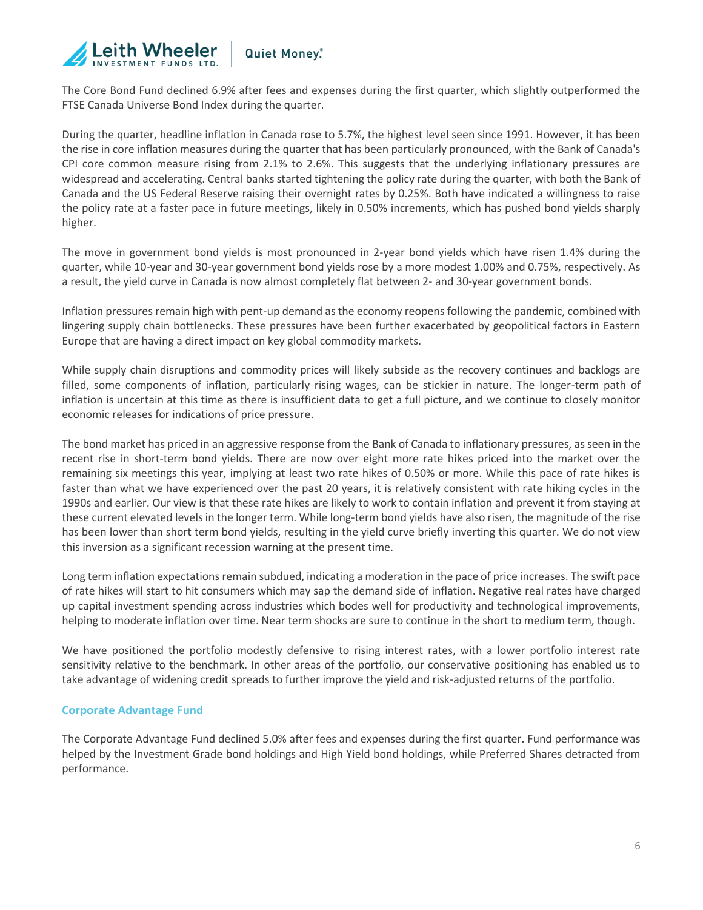The Core Bond Fund declined 6.9% after fees and expenses during the first quarter, which slightly outperformed the FTSE Canada Universe Bond Index during the quarter.

During the quarter, headline inflation in Canada rose to 5.7%, the highest level seen since 1991. However, it has been the rise in core inflation measures during the quarter that has been particularly pronounced, with the Bank of Canada's CPI core common measure rising from 2.1% to 2.6%. This suggests that the underlying inflationary pressures are widespread and accelerating. Central banks started tightening the policy rate during the quarter, with both the Bank of Canada and the US Federal Reserve raising their overnight rates by 0.25%. Both have indicated a willingness to raise the policy rate at a faster pace in future meetings, likely in 0.50% increments, which has pushed bond yields sharply higher.

The move in government bond yields is most pronounced in 2-year bond yields which have risen 1.4% during the quarter, while 10-year and 30-year government bond yields rose by a more modest 1.00% and 0.75%, respectively. As a result, the yield curve in Canada is now almost completely flat between 2- and 30-year government bonds.

Inflation pressures remain high with pent-up demand as the economy reopens following the pandemic, combined with lingering supply chain bottlenecks. These pressures have been further exacerbated by geopolitical factors in Eastern Europe that are having a direct impact on key global commodity markets.

While supply chain disruptions and commodity prices will likely subside as the recovery continues and backlogs are filled, some components of inflation, particularly rising wages, can be stickier in nature. The longer-term path of inflation is uncertain at this time as there is insufficient data to get a full picture, and we continue to closely monitor economic releases for indications of price pressure.

The bond market has priced in an aggressive response from the Bank of Canada to inflationary pressures, as seen in the recent rise in short-term bond yields. There are now over eight more rate hikes priced into the market over the remaining six meetings this year, implying at least two rate hikes of 0.50% or more. While this pace of rate hikes is faster than what we have experienced over the past 20 years, it is relatively consistent with rate hiking cycles in the 1990s and earlier. Our view is that these rate hikes are likely to work to contain inflation and prevent it from staying at these current elevated levels in the longer term. While long-term bond yields have also risen, the magnitude of the rise has been lower than short term bond yields, resulting in the yield curve briefly inverting this quarter. We do not view this inversion as a significant recession warning at the present time.

Long term inflation expectations remain subdued, indicating a moderation in the pace of price increases. The swift pace of rate hikes will start to hit consumers which may sap the demand side of inflation. Negative real rates have charged up capital investment spending across industries which bodes well for productivity and technological improvements, helping to moderate inflation over time. Near term shocks are sure to continue in the short to medium term, though.

We have positioned the portfolio modestly defensive to rising interest rates, with a lower portfolio interest rate sensitivity relative to the benchmark. In other areas of the portfolio, our conservative positioning has enabled us to take advantage of widening credit spreads to further improve the yield and risk-adjusted returns of the portfolio.

### Corporate Advantage Fund

The Corporate Advantage Fund declined 5.0% after fees and expenses during the first quarter. Fund performance was helped by the Investment Grade bond holdings and High Yield bond holdings, while Preferred Shares detracted from performance.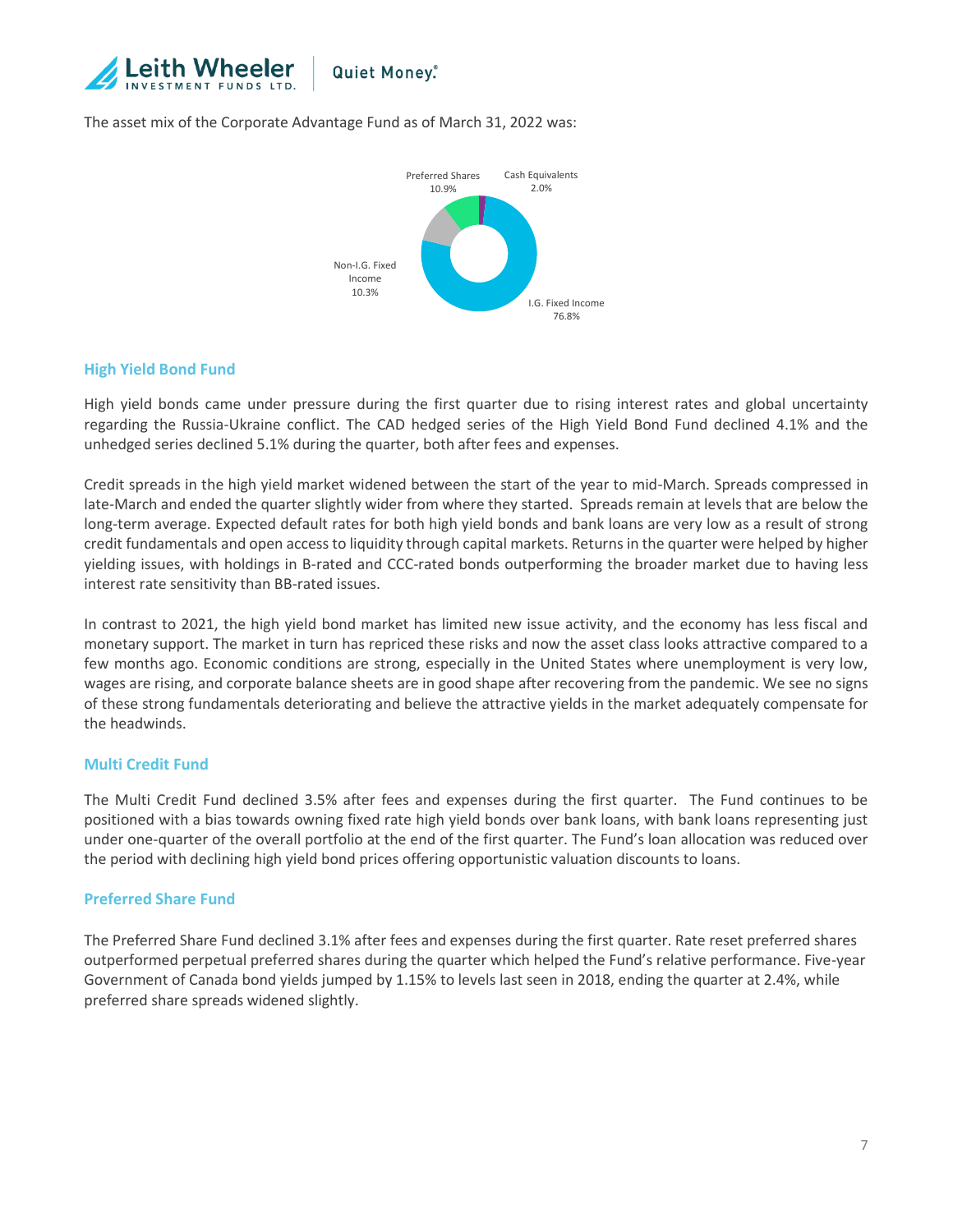The asset mix of the Corporate Advantage Fund as of March 31, 2022 was:

| Asset | Weight |
|---|---|
| Preferred Shares | 10.9% |
| Cash Equivalents | 2.0% |
| Non-I.G. Fixed Income | 10.3% |
| I.G. Fixed Income | 76.8% |

## High Yield Bond Fund

High yield bonds came under pressure during the first quarter due to rising interest rates and global uncertainty regarding the Russia-Ukraine conflict. The CAD hedged series of the High Yield Bond Fund declined 4.1% and the unhedged series declined 5.1% during the quarter, both after fees and expenses.

Credit spreads in the high yield market widened between the start of the year to mid-March. Spreads compressed in late-March and ended the quarter slightly wider from where they started. Spreads remain at levels that are below the long-term average. Expected default rates for both high yield bonds and bank loans are very low as a result of strong credit fundamentals and open access to liquidity through capital markets. Returns in the quarter were helped by higher yielding issues, with holdings in B-rated and CCC-rated bonds outperforming the broader market due to having less interest rate sensitivity than BB-rated issues.

In contrast to 2021, the high yield bond market has limited new issue activity, and the economy has less fiscal and monetary support. The market in turn has repriced these risks and now the asset class looks attractive compared to a few months ago. Economic conditions are strong, especially in the United States where unemployment is very low, wages are rising, and corporate balance sheets are in good shape after recovering from the pandemic. We see no signs of these strong fundamentals deteriorating and believe the attractive yields in the market adequately compensate for the headwinds.

## Multi Credit Fund

The Multi Credit Fund declined 3.5% after fees and expenses during the first quarter. The Fund continues to be positioned with a bias towards owning fixed rate high yield bonds over bank loans, with bank loans representing just under one-quarter of the overall portfolio at the end of the first quarter. The Fund's loan allocation was reduced over the period with declining high yield bond prices offering opportunistic valuation discounts to loans.

## Preferred Share Fund

The Preferred Share Fund declined 3.1% after fees and expenses during the first quarter. Rate reset preferred shares outperformed perpetual preferred shares during the quarter which helped the Fund's relative performance. Five-year Government of Canada bond yields jumped by 1.15% to levels last seen in 2018, ending the quarter at 2.4%, while preferred share spreads widened slightly.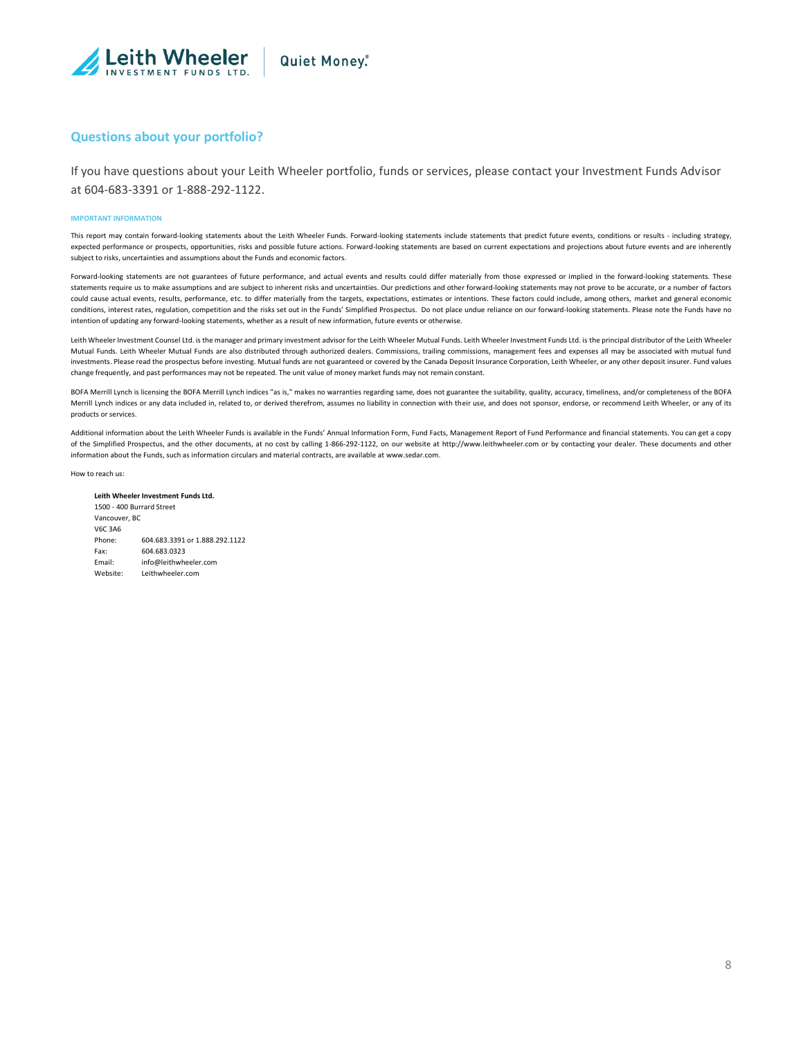## Questions about your portfolio?

If you have questions about your Leith Wheeler portfolio, funds or services, please contact your Investment Funds Advisor at 604-683-3391 or 1-888-292-1122.

### IMPORTANT INFORMATION

This report may contain forward-looking statements about the Leith Wheeler Funds. Forward-looking statements include statements that predict future events, conditions or results - including strategy, expected performance or prospects, opportunities, risks and possible future actions. Forward-looking statements are based on current expectations and projections about future events and are inherently subject to risks, uncertainties and assumptions about the Funds and economic factors.

Forward-looking statements are not guarantees of future performance, and actual events and results could differ materially from those expressed or implied in the forward-looking statements. These statements require us to make assumptions and are subject to inherent risks and uncertainties. Our predictions and other forward-looking statements may not prove to be accurate, or a number of factors could cause actual events, results, performance, etc. to differ materially from the targets, expectations, estimates or intentions. These factors could include, among others, market and general economic conditions, interest rates, regulation, competition and the risks set out in the Funds' Simplified Prospectus. Do not place undue reliance on our forward-looking statements. Please note the Funds have no intention of updating any forward-looking statements, whether as a result of new information, future events or otherwise.

Leith Wheeler Investment Counsel Ltd. is the manager and primary investment advisor for the Leith Wheeler Mutual Funds. Leith Wheeler Investment Funds Ltd. is the principal distributor of the Leith Wheeler Mutual Funds. Leith Wheeler Mutual Funds are also distributed through authorized dealers. Commissions, trailing commissions, management fees and expenses all may be associated with mutual fund investments. Please read the prospectus before investing. Mutual funds are not guaranteed or covered by the Canada Deposit Insurance Corporation, Leith Wheeler, or any other deposit insurer. Fund values change frequently, and past performances may not be repeated. The unit value of money market funds may not remain constant.

BOFA Merrill Lynch is licensing the BOFA Merrill Lynch indices "as is," makes no warranties regarding same, does not guarantee the suitability, quality, accuracy, timeliness, and/or completeness of the BOFA Merrill Lynch indices or any data included in, related to, or derived therefrom, assumes no liability in connection with their use, and does not sponsor, endorse, or recommend Leith Wheeler, or any of its products or services.

Additional information about the Leith Wheeler Funds is available in the Funds' Annual Information Form, Fund Facts, Management Report of Fund Performance and financial statements. You can get a copy of the Simplified Prospectus, and the other documents, at no cost by calling 1-866-292-1122, on our website at http://www.leithwheeler.com or by contacting your dealer. These documents and other information about the Funds, such as information circulars and material contracts, are available at www.sedar.com.

How to reach us:

**Leith Wheeler Investment Funds Ltd.**
1500 - 400 Burrard Street
Vancouver, BC
V6C 3A6

| | |
|---|---|
| Phone: | 604.683.3391 or 1.888.292.1122 |
| Fax: | 604.683.0323 |
| Email: | info@leithwheeler.com |
| Website: | Leithwheeler.com |